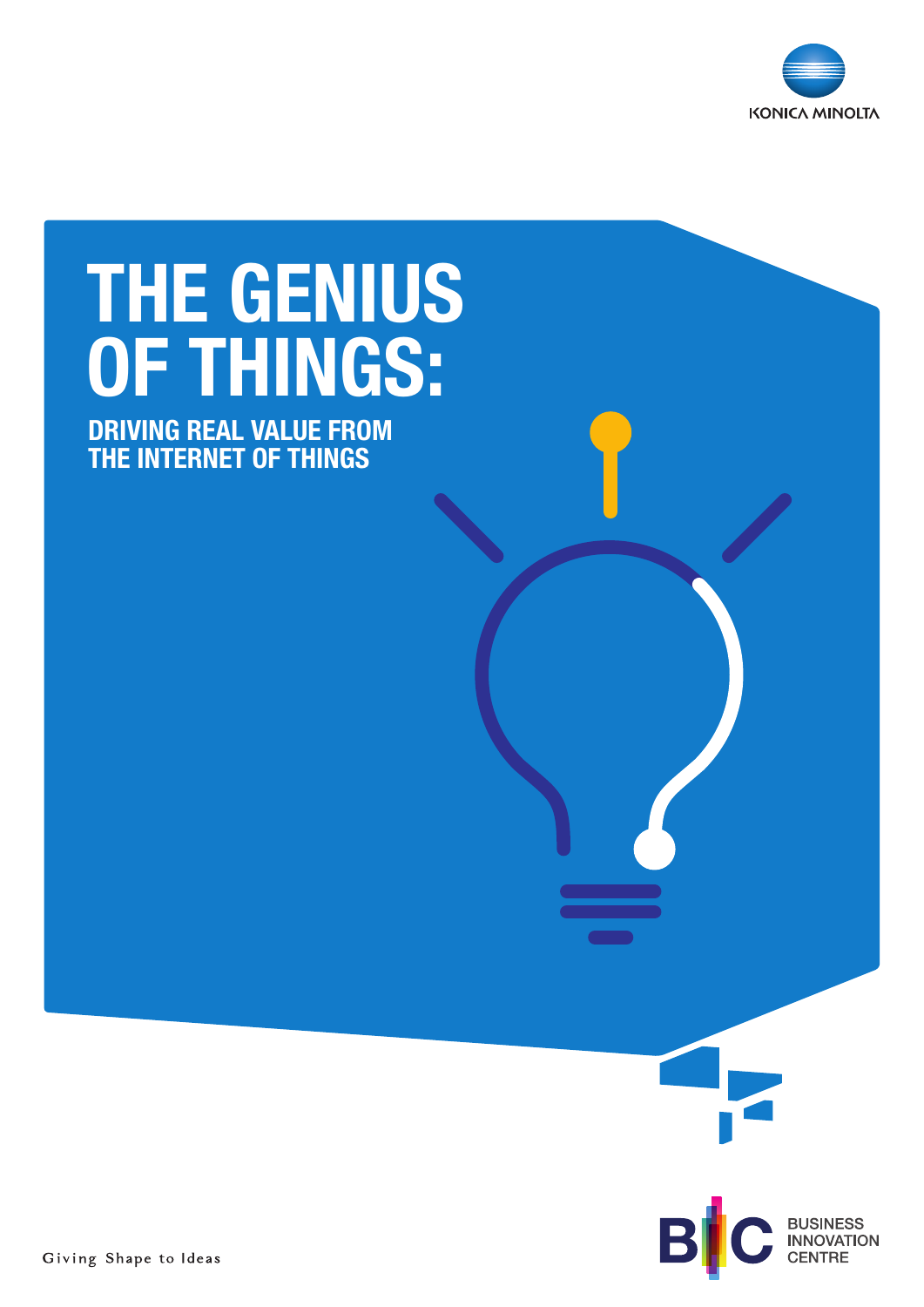KONICA MINOLTA

# THE GENIUS OF THINGS:

## DRIVING REAL VALUE FROM THE INTERNET OF THINGS

Giving Shape to Ideas

BUSINESS INNOVATION CENTRE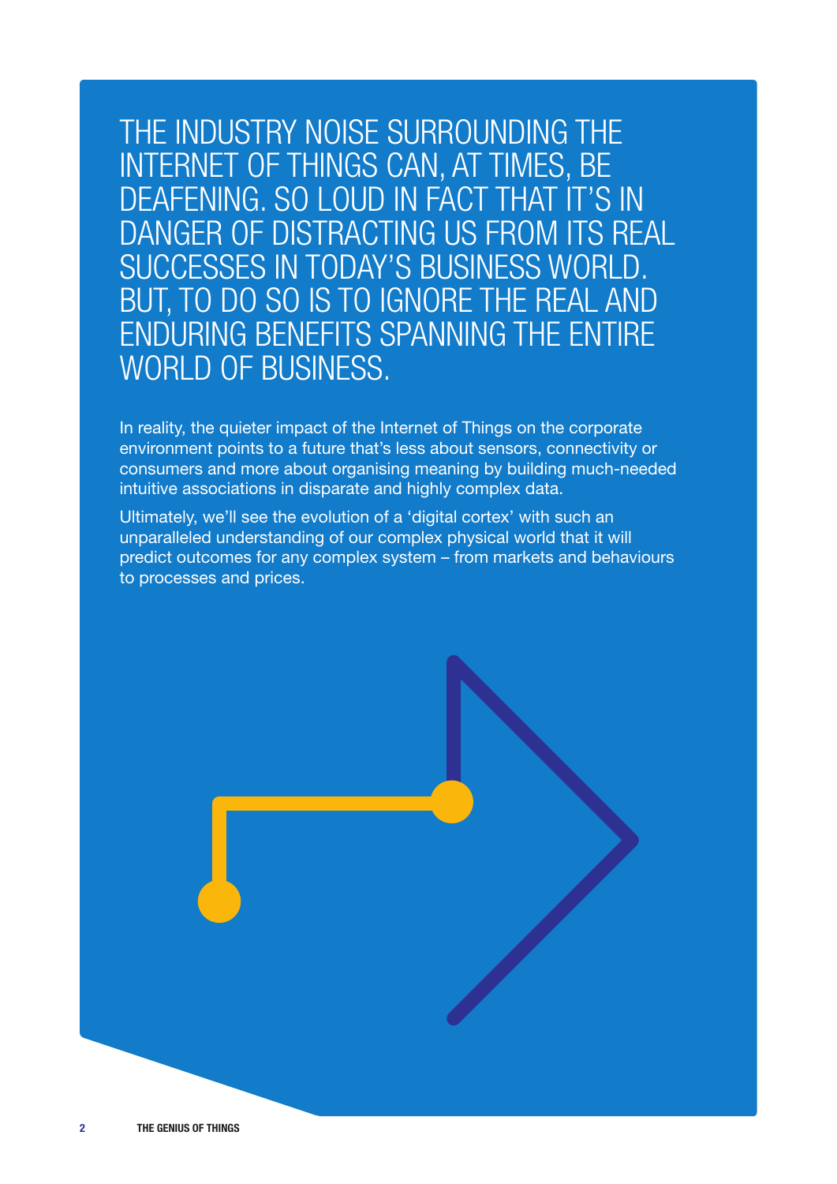THE INDUSTRY NOISE SURROUNDING THE INTERNET OF THINGS CAN, AT TIMES, BE DEAFENING. SO LOUD IN FACT THAT IT'S IN DANGER OF DISTRACTING US FROM ITS REAL SUCCESSES IN TODAY'S BUSINESS WORLD. BUT, TO DO SO IS TO IGNORE THE REAL AND ENDURING BENEFITS SPANNING THE ENTIRE WORLD OF BUSINESS.

In reality, the quieter impact of the Internet of Things on the corporate environment points to a future that's less about sensors, connectivity or consumers and more about organising meaning by building much-needed intuitive associations in disparate and highly complex data.

Ultimately, we'll see the evolution of a 'digital cortex' with such an unparalleled understanding of our complex physical world that it will predict outcomes for any complex system – from markets and behaviours to processes and prices.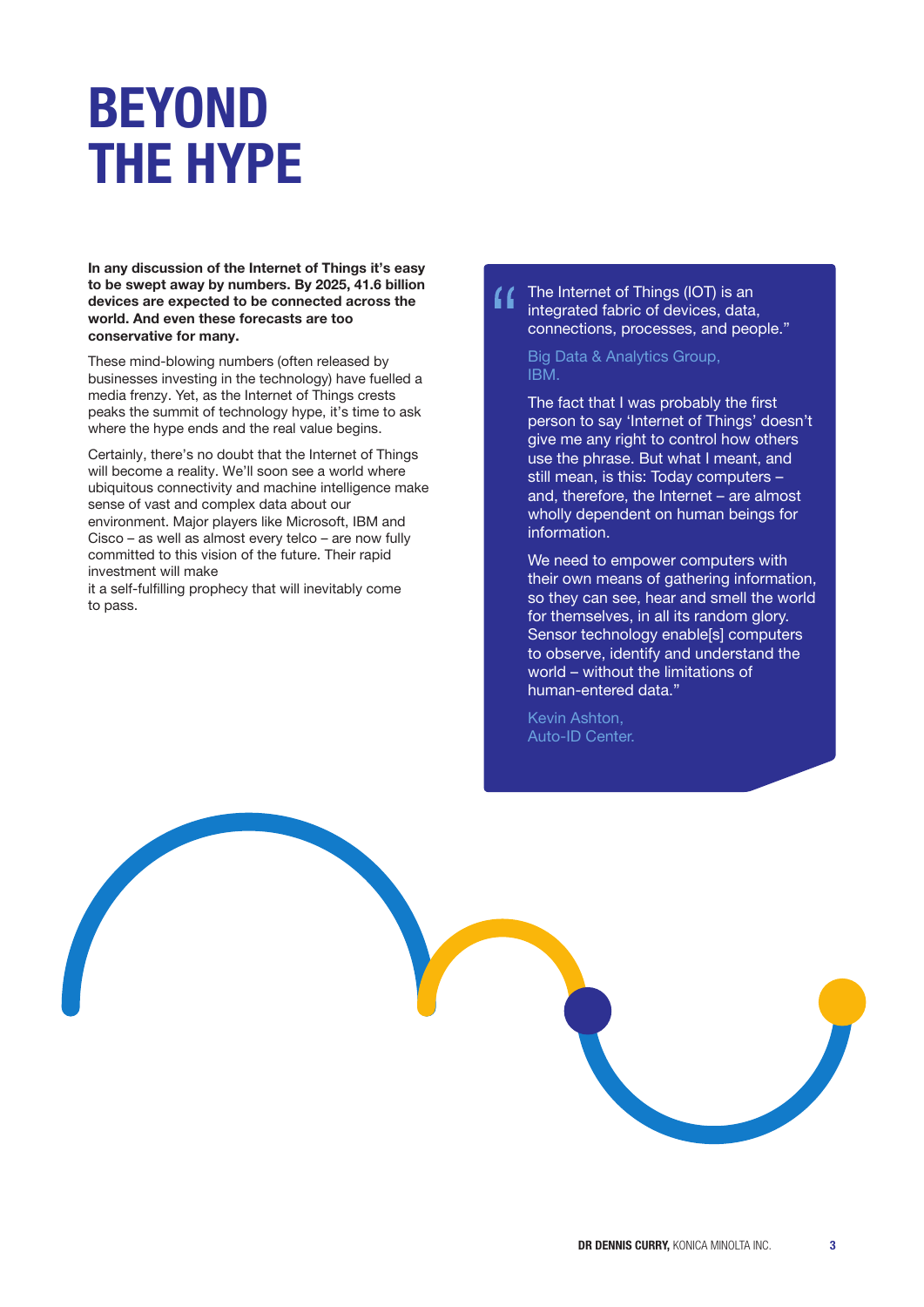# BEYOND THE HYPE

**In any discussion of the Internet of Things it's easy to be swept away by numbers. By 2025, 41.6 billion devices are expected to be connected across the world. And even these forecasts are too conservative for many.**

These mind-blowing numbers (often released by businesses investing in the technology) have fuelled a media frenzy. Yet, as the Internet of Things crests peaks the summit of technology hype, it's time to ask where the hype ends and the real value begins.

Certainly, there's no doubt that the Internet of Things will become a reality. We'll soon see a world where ubiquitous connectivity and machine intelligence make sense of vast and complex data about our environment. Major players like Microsoft, IBM and Cisco – as well as almost every telco – are now fully committed to this vision of the future. Their rapid investment will make it a self-fulfilling prophecy that will inevitably come to pass.

> "The Internet of Things (IOT) is an integrated fabric of devices, data, connections, processes, and people."
>
> Big Data & Analytics Group, IBM.
>
> The fact that I was probably the first person to say 'Internet of Things' doesn't give me any right to control how others use the phrase. But what I meant, and still mean, is this: Today computers – and, therefore, the Internet – are almost wholly dependent on human beings for information.
>
> We need to empower computers with their own means of gathering information, so they can see, hear and smell the world for themselves, in all its random glory. Sensor technology enable[s] computers to observe, identify and understand the world – without the limitations of human-entered data."
>
> Kevin Ashton, Auto-ID Center.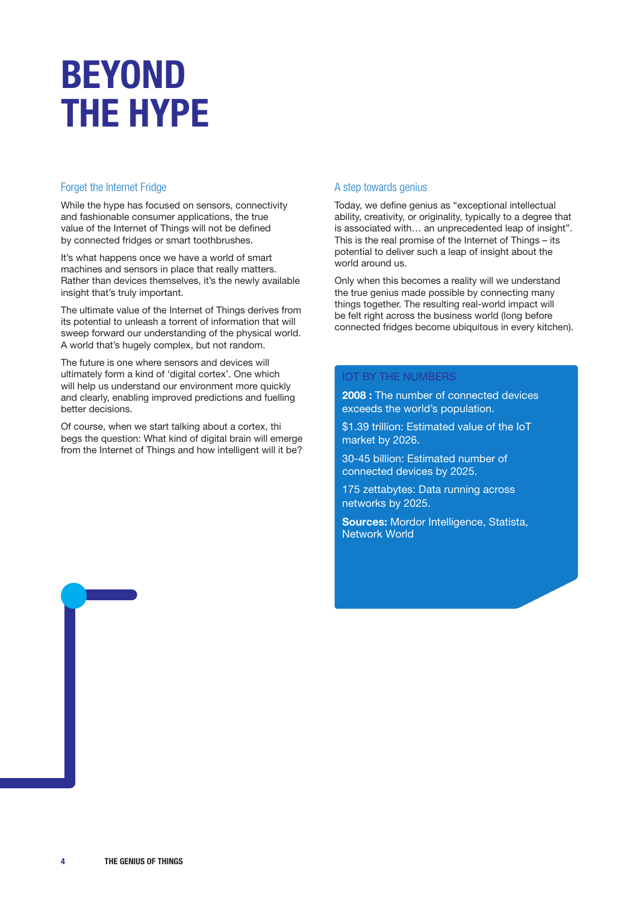# BEYOND THE HYPE

## Forget the Internet Fridge

While the hype has focused on sensors, connectivity and fashionable consumer applications, the true value of the Internet of Things will not be defined by connected fridges or smart toothbrushes.

It's what happens once we have a world of smart machines and sensors in place that really matters. Rather than devices themselves, it's the newly available insight that's truly important.

The ultimate value of the Internet of Things derives from its potential to unleash a torrent of information that will sweep forward our understanding of the physical world. A world that's hugely complex, but not random.

The future is one where sensors and devices will ultimately form a kind of 'digital cortex'. One which will help us understand our environment more quickly and clearly, enabling improved predictions and fuelling better decisions.

Of course, when we start talking about a cortex, thi begs the question: What kind of digital brain will emerge from the Internet of Things and how intelligent will it be?

## A step towards genius

Today, we define genius as "exceptional intellectual ability, creativity, or originality, typically to a degree that is associated with… an unprecedented leap of insight". This is the real promise of the Internet of Things – its potential to deliver such a leap of insight about the world around us.

Only when this becomes a reality will we understand the true genius made possible by connecting many things together. The resulting real-world impact will be felt right across the business world (long before connected fridges become ubiquitous in every kitchen).

### IOT BY THE NUMBERS

**2008 :** The number of connected devices exceeds the world's population.

$1.39 trillion: Estimated value of the IoT market by 2026.

30-45 billion: Estimated number of connected devices by 2025.

175 zettabytes: Data running across networks by 2025.

**Sources:** Mordor Intelligence, Statista, Network World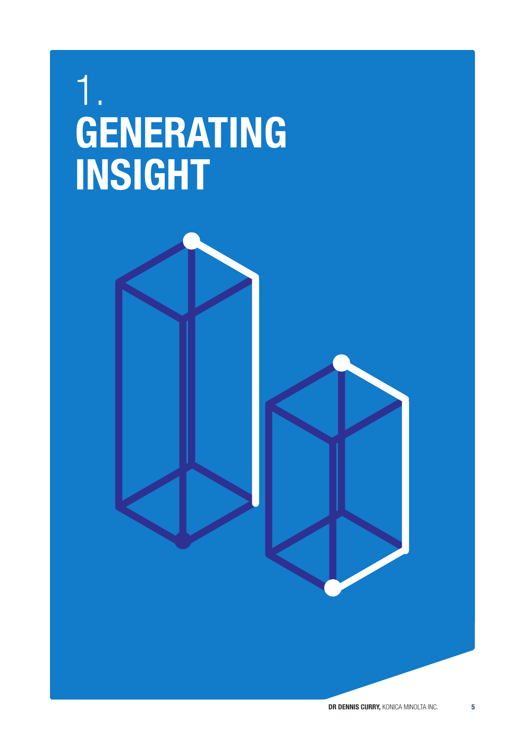# 1. GENERATING INSIGHT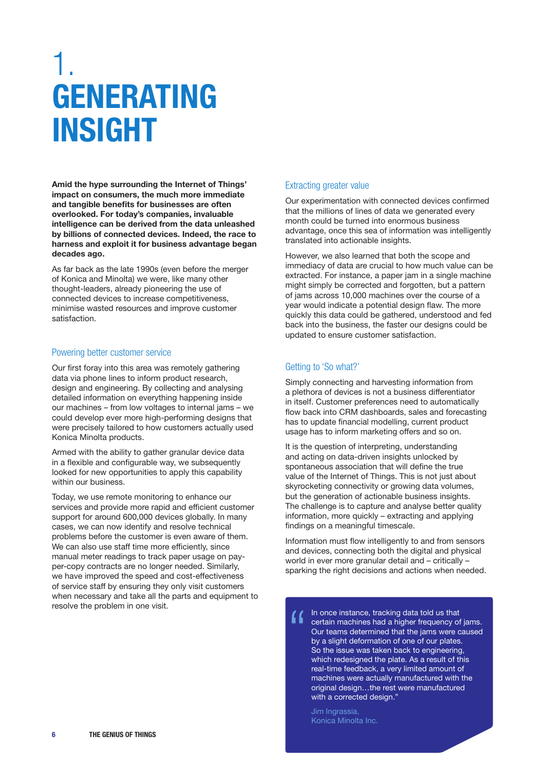# 1. GENERATING INSIGHT

**Amid the hype surrounding the Internet of Things' impact on consumers, the much more immediate and tangible benefits for businesses are often overlooked. For today's companies, invaluable intelligence can be derived from the data unleashed by billions of connected devices. Indeed, the race to harness and exploit it for business advantage began decades ago.**

As far back as the late 1990s (even before the merger of Konica and Minolta) we were, like many other thought-leaders, already pioneering the use of connected devices to increase competitiveness, minimise wasted resources and improve customer satisfaction.

## Powering better customer service

Our first foray into this area was remotely gathering data via phone lines to inform product research, design and engineering. By collecting and analysing detailed information on everything happening inside our machines – from low voltages to internal jams – we could develop ever more high-performing designs that were precisely tailored to how customers actually used Konica Minolta products.

Armed with the ability to gather granular device data in a flexible and configurable way, we subsequently looked for new opportunities to apply this capability within our business.

Today, we use remote monitoring to enhance our services and provide more rapid and efficient customer support for around 600,000 devices globally. In many cases, we can now identify and resolve technical problems before the customer is even aware of them. We can also use staff time more efficiently, since manual meter readings to track paper usage on pay-per-copy contracts are no longer needed. Similarly, we have improved the speed and cost-effectiveness of service staff by ensuring they only visit customers when necessary and take all the parts and equipment to resolve the problem in one visit.

## Extracting greater value

Our experimentation with connected devices confirmed that the millions of lines of data we generated every month could be turned into enormous business advantage, once this sea of information was intelligently translated into actionable insights.

However, we also learned that both the scope and immediacy of data are crucial to how much value can be extracted. For instance, a paper jam in a single machine might simply be corrected and forgotten, but a pattern of jams across 10,000 machines over the course of a year would indicate a potential design flaw. The more quickly this data could be gathered, understood and fed back into the business, the faster our designs could be updated to ensure customer satisfaction.

## Getting to 'So what?'

Simply connecting and harvesting information from a plethora of devices is not a business differentiator in itself. Customer preferences need to automatically flow back into CRM dashboards, sales and forecasting has to update financial modelling, current product usage has to inform marketing offers and so on.

It is the question of interpreting, understanding and acting on data-driven insights unlocked by spontaneous association that will define the true value of the Internet of Things. This is not just about skyrocketing connectivity or growing data volumes, but the generation of actionable business insights. The challenge is to capture and analyse better quality information, more quickly – extracting and applying findings on a meaningful timescale.

Information must flow intelligently to and from sensors and devices, connecting both the digital and physical world in ever more granular detail and – critically – sparking the right decisions and actions when needed.

> "In once instance, tracking data told us that certain machines had a higher frequency of jams. Our teams determined that the jams were caused by a slight deformation of one of our plates. So the issue was taken back to engineering, which redesigned the plate. As a result of this real-time feedback, a very limited amount of machines were actually manufactured with the original design…the rest were manufactured with a corrected design."
>
> Jim Ingrassia,
> Konica Minolta Inc.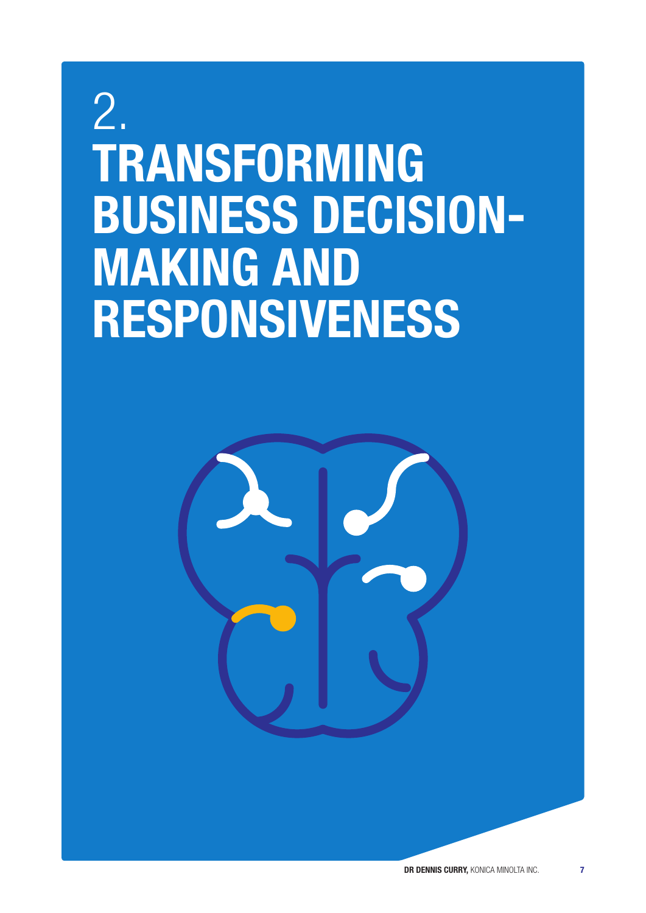# 2. TRANSFORMING BUSINESS DECISION-MAKING AND RESPONSIVENESS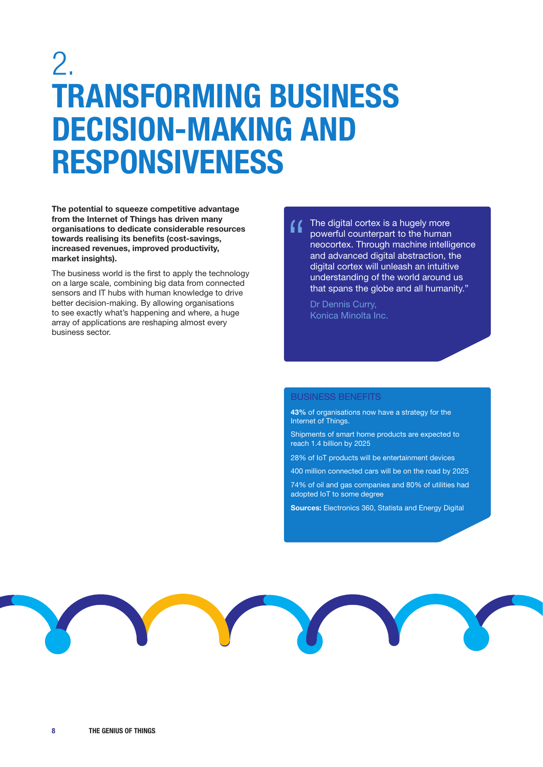# 2. TRANSFORMING BUSINESS DECISION-MAKING AND RESPONSIVENESS

**The potential to squeeze competitive advantage from the Internet of Things has driven many organisations to dedicate considerable resources towards realising its benefits (cost-savings, increased revenues, improved productivity, market insights).**

The business world is the first to apply the technology on a large scale, combining big data from connected sensors and IT hubs with human knowledge to drive better decision-making. By allowing organisations to see exactly what's happening and where, a huge array of applications are reshaping almost every business sector.

> "The digital cortex is a hugely more powerful counterpart to the human neocortex. Through machine intelligence and advanced digital abstraction, the digital cortex will unleash an intuitive understanding of the world around us that spans the globe and all humanity."
>
> Dr Dennis Curry,
> Konica Minolta Inc.

## BUSINESS BENEFITS

**43%** of organisations now have a strategy for the Internet of Things.

Shipments of smart home products are expected to reach 1.4 billion by 2025

28% of IoT products will be entertainment devices

400 million connected cars will be on the road by 2025

74% of oil and gas companies and 80% of utilities had adopted IoT to some degree

**Sources:** Electronics 360, Statista and Energy Digital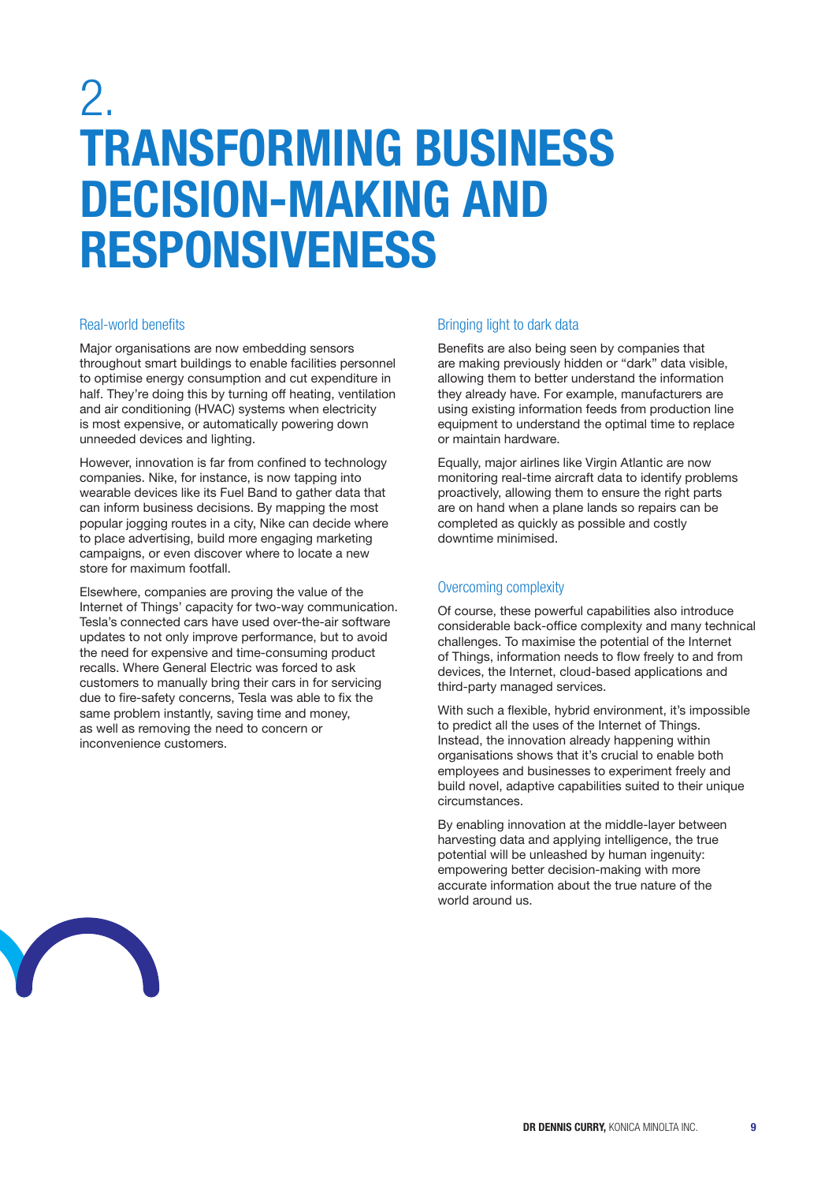# 2. TRANSFORMING BUSINESS DECISION-MAKING AND RESPONSIVENESS

## Real-world benefits

Major organisations are now embedding sensors throughout smart buildings to enable facilities personnel to optimise energy consumption and cut expenditure in half. They're doing this by turning off heating, ventilation and air conditioning (HVAC) systems when electricity is most expensive, or automatically powering down unneeded devices and lighting.

However, innovation is far from confined to technology companies. Nike, for instance, is now tapping into wearable devices like its Fuel Band to gather data that can inform business decisions. By mapping the most popular jogging routes in a city, Nike can decide where to place advertising, build more engaging marketing campaigns, or even discover where to locate a new store for maximum footfall.

Elsewhere, companies are proving the value of the Internet of Things' capacity for two-way communication. Tesla's connected cars have used over-the-air software updates to not only improve performance, but to avoid the need for expensive and time-consuming product recalls. Where General Electric was forced to ask customers to manually bring their cars in for servicing due to fire-safety concerns, Tesla was able to fix the same problem instantly, saving time and money, as well as removing the need to concern or inconvenience customers.

## Bringing light to dark data

Benefits are also being seen by companies that are making previously hidden or "dark" data visible, allowing them to better understand the information they already have. For example, manufacturers are using existing information feeds from production line equipment to understand the optimal time to replace or maintain hardware.

Equally, major airlines like Virgin Atlantic are now monitoring real-time aircraft data to identify problems proactively, allowing them to ensure the right parts are on hand when a plane lands so repairs can be completed as quickly as possible and costly downtime minimised.

## Overcoming complexity

Of course, these powerful capabilities also introduce considerable back-office complexity and many technical challenges. To maximise the potential of the Internet of Things, information needs to flow freely to and from devices, the Internet, cloud-based applications and third-party managed services.

With such a flexible, hybrid environment, it's impossible to predict all the uses of the Internet of Things. Instead, the innovation already happening within organisations shows that it's crucial to enable both employees and businesses to experiment freely and build novel, adaptive capabilities suited to their unique circumstances.

By enabling innovation at the middle-layer between harvesting data and applying intelligence, the true potential will be unleashed by human ingenuity: empowering better decision-making with more accurate information about the true nature of the world around us.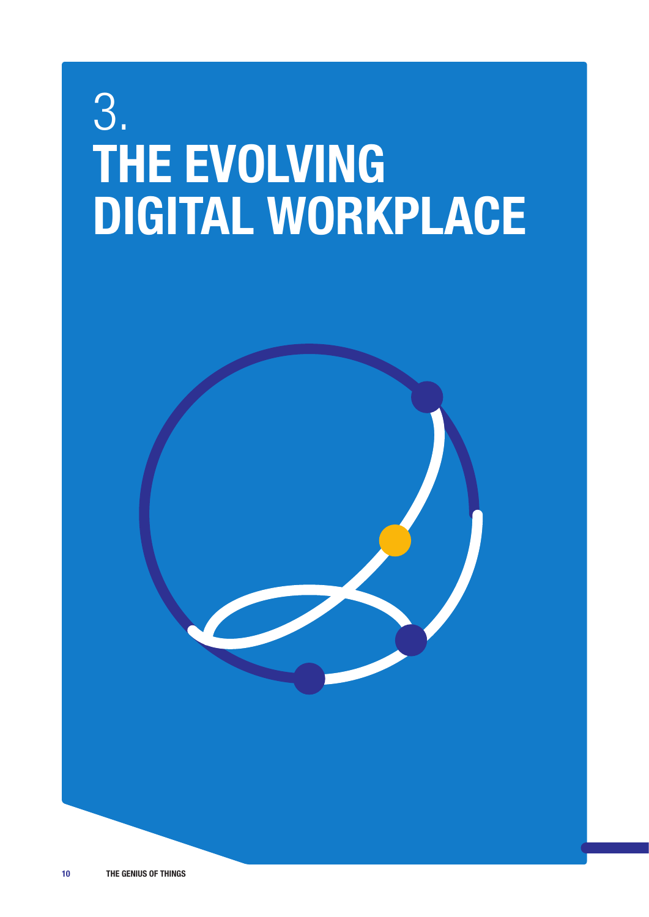# 3. THE EVOLVING DIGITAL WORKPLACE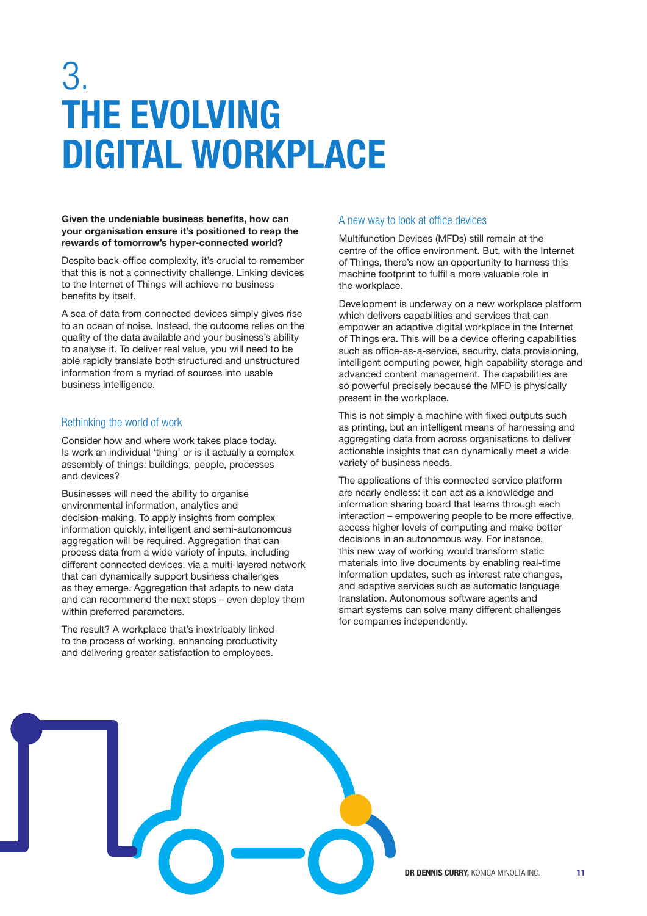# 3. THE EVOLVING DIGITAL WORKPLACE

**Given the undeniable business benefits, how can your organisation ensure it's positioned to reap the rewards of tomorrow's hyper-connected world?**

Despite back-office complexity, it's crucial to remember that this is not a connectivity challenge. Linking devices to the Internet of Things will achieve no business benefits by itself.

A sea of data from connected devices simply gives rise to an ocean of noise. Instead, the outcome relies on the quality of the data available and your business's ability to analyse it. To deliver real value, you will need to be able rapidly translate both structured and unstructured information from a myriad of sources into usable business intelligence.

## Rethinking the world of work

Consider how and where work takes place today. Is work an individual 'thing' or is it actually a complex assembly of things: buildings, people, processes and devices?

Businesses will need the ability to organise environmental information, analytics and decision-making. To apply insights from complex information quickly, intelligent and semi-autonomous aggregation will be required. Aggregation that can process data from a wide variety of inputs, including different connected devices, via a multi-layered network that can dynamically support business challenges as they emerge. Aggregation that adapts to new data and can recommend the next steps – even deploy them within preferred parameters.

The result? A workplace that's inextricably linked to the process of working, enhancing productivity and delivering greater satisfaction to employees.

## A new way to look at office devices

Multifunction Devices (MFDs) still remain at the centre of the office environment. But, with the Internet of Things, there's now an opportunity to harness this machine footprint to fulfil a more valuable role in the workplace.

Development is underway on a new workplace platform which delivers capabilities and services that can empower an adaptive digital workplace in the Internet of Things era. This will be a device offering capabilities such as office-as-a-service, security, data provisioning, intelligent computing power, high capability storage and advanced content management. The capabilities are so powerful precisely because the MFD is physically present in the workplace.

This is not simply a machine with fixed outputs such as printing, but an intelligent means of harnessing and aggregating data from across organisations to deliver actionable insights that can dynamically meet a wide variety of business needs.

The applications of this connected service platform are nearly endless: it can act as a knowledge and information sharing board that learns through each interaction – empowering people to be more effective, access higher levels of computing and make better decisions in an autonomous way. For instance, this new way of working would transform static materials into live documents by enabling real-time information updates, such as interest rate changes, and adaptive services such as automatic language translation. Autonomous software agents and smart systems can solve many different challenges for companies independently.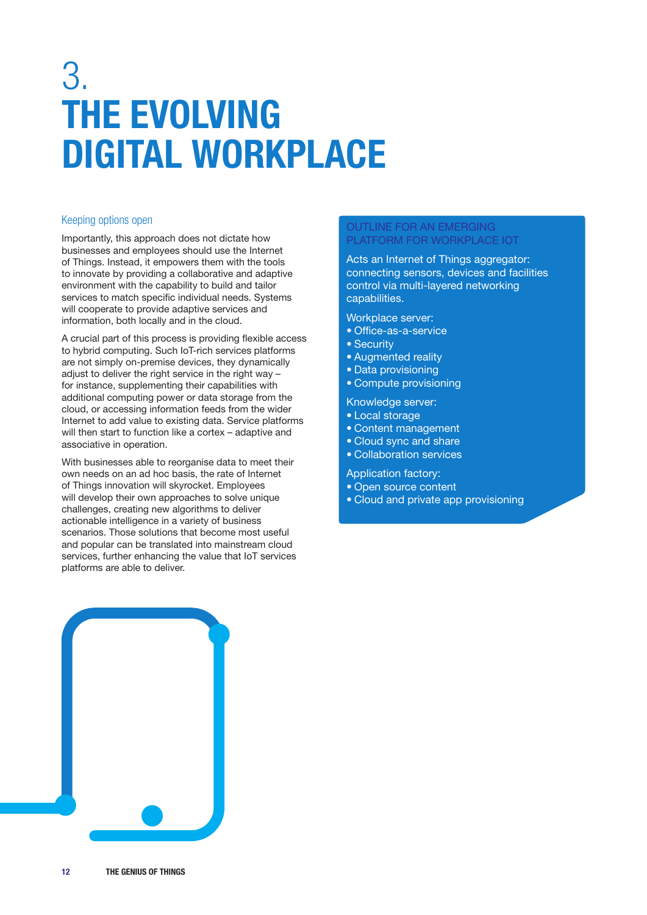# 3. THE EVOLVING DIGITAL WORKPLACE

## Keeping options open

Importantly, this approach does not dictate how businesses and employees should use the Internet of Things. Instead, it empowers them with the tools to innovate by providing a collaborative and adaptive environment with the capability to build and tailor services to match specific individual needs. Systems will cooperate to provide adaptive services and information, both locally and in the cloud.

A crucial part of this process is providing flexible access to hybrid computing. Such IoT-rich services platforms are not simply on-premise devices, they dynamically adjust to deliver the right service in the right way – for instance, supplementing their capabilities with additional computing power or data storage from the cloud, or accessing information feeds from the wider Internet to add value to existing data. Service platforms will then start to function like a cortex – adaptive and associative in operation.

With businesses able to reorganise data to meet their own needs on an ad hoc basis, the rate of Internet of Things innovation will skyrocket. Employees will develop their own approaches to solve unique challenges, creating new algorithms to deliver actionable intelligence in a variety of business scenarios. Those solutions that become most useful and popular can be translated into mainstream cloud services, further enhancing the value that IoT services platforms are able to deliver.

### OUTLINE FOR AN EMERGING PLATFORM FOR WORKPLACE IOT

Acts an Internet of Things aggregator: connecting sensors, devices and facilities control via multi-layered networking capabilities.

Workplace server:
- Office-as-a-service
- Security
- Augmented reality
- Data provisioning
- Compute provisioning

Knowledge server:
- Local storage
- Content management
- Cloud sync and share
- Collaboration services

Application factory:
- Open source content
- Cloud and private app provisioning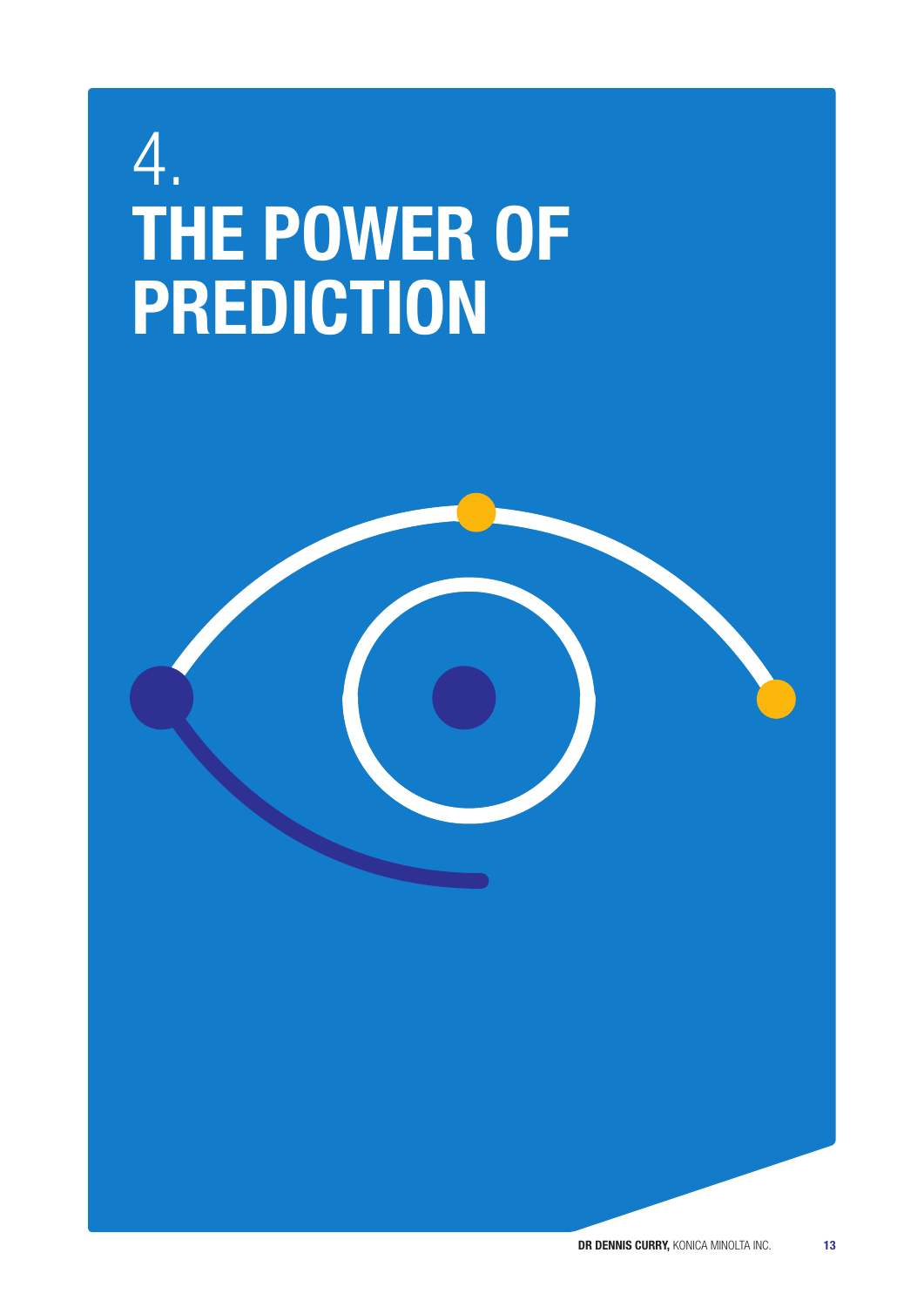# 4. THE POWER OF PREDICTION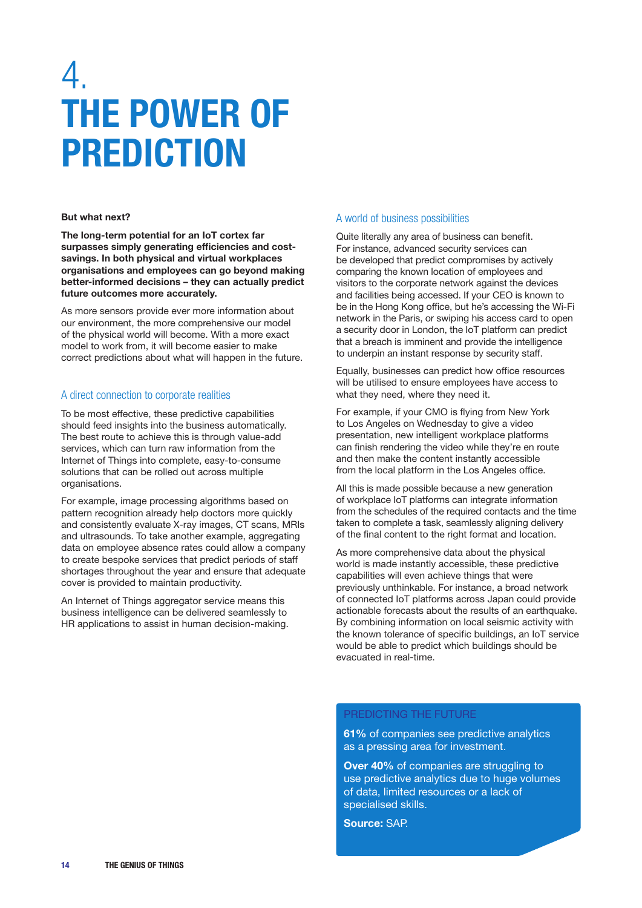# 4. THE POWER OF PREDICTION

**But what next?**

**The long-term potential for an IoT cortex far surpasses simply generating efficiencies and cost-savings. In both physical and virtual workplaces organisations and employees can go beyond making better-informed decisions – they can actually predict future outcomes more accurately.**

As more sensors provide ever more information about our environment, the more comprehensive our model of the physical world will become. With a more exact model to work from, it will become easier to make correct predictions about what will happen in the future.

## A direct connection to corporate realities

To be most effective, these predictive capabilities should feed insights into the business automatically. The best route to achieve this is through value-add services, which can turn raw information from the Internet of Things into complete, easy-to-consume solutions that can be rolled out across multiple organisations.

For example, image processing algorithms based on pattern recognition already help doctors more quickly and consistently evaluate X-ray images, CT scans, MRIs and ultrasounds. To take another example, aggregating data on employee absence rates could allow a company to create bespoke services that predict periods of staff shortages throughout the year and ensure that adequate cover is provided to maintain productivity.

An Internet of Things aggregator service means this business intelligence can be delivered seamlessly to HR applications to assist in human decision-making.

## A world of business possibilities

Quite literally any area of business can benefit. For instance, advanced security services can be developed that predict compromises by actively comparing the known location of employees and visitors to the corporate network against the devices and facilities being accessed. If your CEO is known to be in the Hong Kong office, but he's accessing the Wi-Fi network in the Paris, or swiping his access card to open a security door in London, the IoT platform can predict that a breach is imminent and provide the intelligence to underpin an instant response by security staff.

Equally, businesses can predict how office resources will be utilised to ensure employees have access to what they need, where they need it.

For example, if your CMO is flying from New York to Los Angeles on Wednesday to give a video presentation, new intelligent workplace platforms can finish rendering the video while they're en route and then make the content instantly accessible from the local platform in the Los Angeles office.

All this is made possible because a new generation of workplace IoT platforms can integrate information from the schedules of the required contacts and the time taken to complete a task, seamlessly aligning delivery of the final content to the right format and location.

As more comprehensive data about the physical world is made instantly accessible, these predictive capabilities will even achieve things that were previously unthinkable. For instance, a broad network of connected IoT platforms across Japan could provide actionable forecasts about the results of an earthquake. By combining information on local seismic activity with the known tolerance of specific buildings, an IoT service would be able to predict which buildings should be evacuated in real-time.

### PREDICTING THE FUTURE

**61%** of companies see predictive analytics as a pressing area for investment.

**Over 40%** of companies are struggling to use predictive analytics due to huge volumes of data, limited resources or a lack of specialised skills.

**Source:** SAP.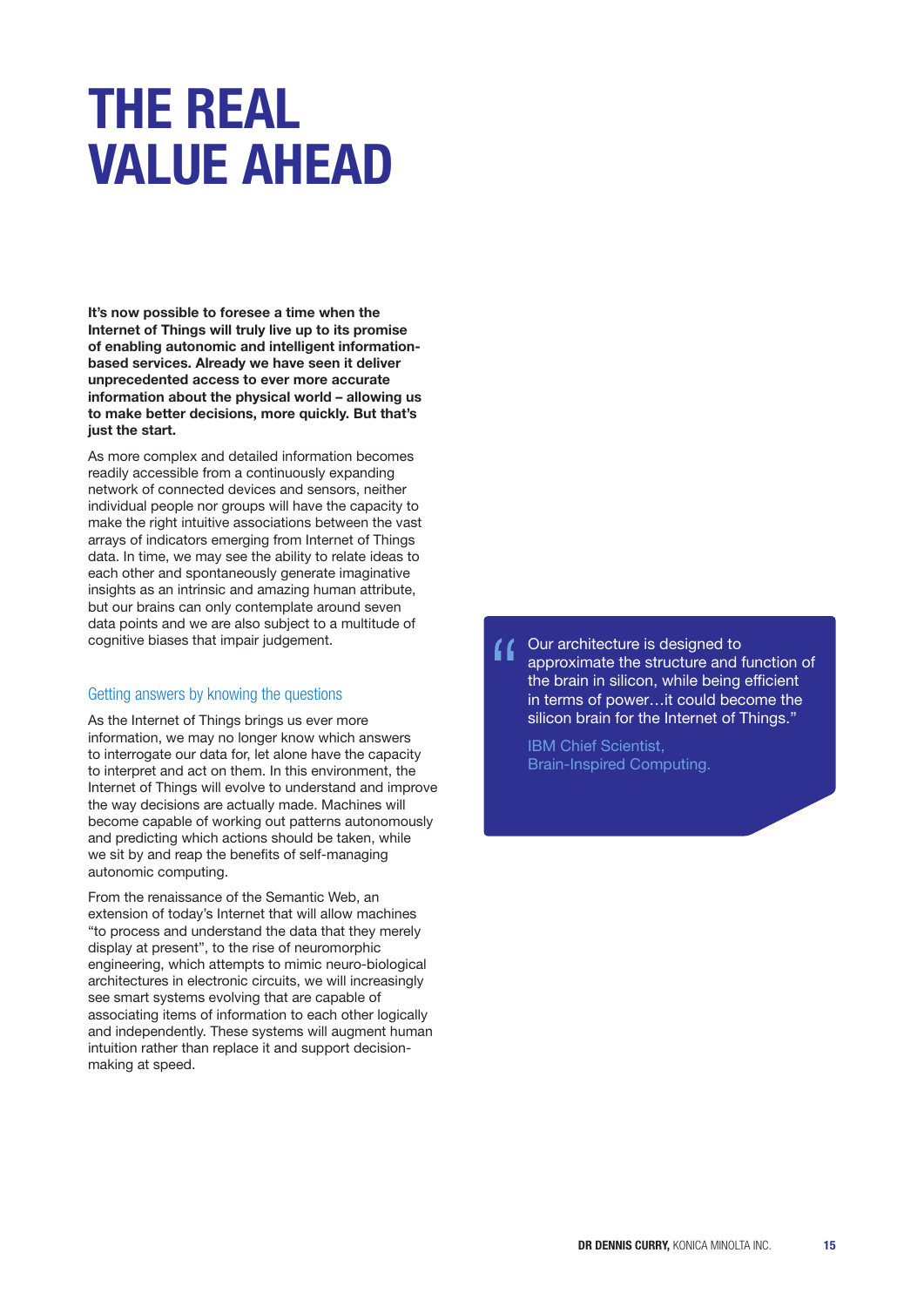# THE REAL VALUE AHEAD

**It's now possible to foresee a time when the Internet of Things will truly live up to its promise of enabling autonomic and intelligent information-based services. Already we have seen it deliver unprecedented access to ever more accurate information about the physical world – allowing us to make better decisions, more quickly. But that's just the start.**

As more complex and detailed information becomes readily accessible from a continuously expanding network of connected devices and sensors, neither individual people nor groups will have the capacity to make the right intuitive associations between the vast arrays of indicators emerging from Internet of Things data. In time, we may see the ability to relate ideas to each other and spontaneously generate imaginative insights as an intrinsic and amazing human attribute, but our brains can only contemplate around seven data points and we are also subject to a multitude of cognitive biases that impair judgement.

## Getting answers by knowing the questions

As the Internet of Things brings us ever more information, we may no longer know which answers to interrogate our data for, let alone have the capacity to interpret and act on them. In this environment, the Internet of Things will evolve to understand and improve the way decisions are actually made. Machines will become capable of working out patterns autonomously and predicting which actions should be taken, while we sit by and reap the benefits of self-managing autonomic computing.

From the renaissance of the Semantic Web, an extension of today's Internet that will allow machines "to process and understand the data that they merely display at present", to the rise of neuromorphic engineering, which attempts to mimic neuro-biological architectures in electronic circuits, we will increasingly see smart systems evolving that are capable of associating items of information to each other logically and independently. These systems will augment human intuition rather than replace it and support decision-making at speed.

> "Our architecture is designed to approximate the structure and function of the brain in silicon, while being efficient in terms of power…it could become the silicon brain for the Internet of Things."
>
> IBM Chief Scientist, Brain-Inspired Computing.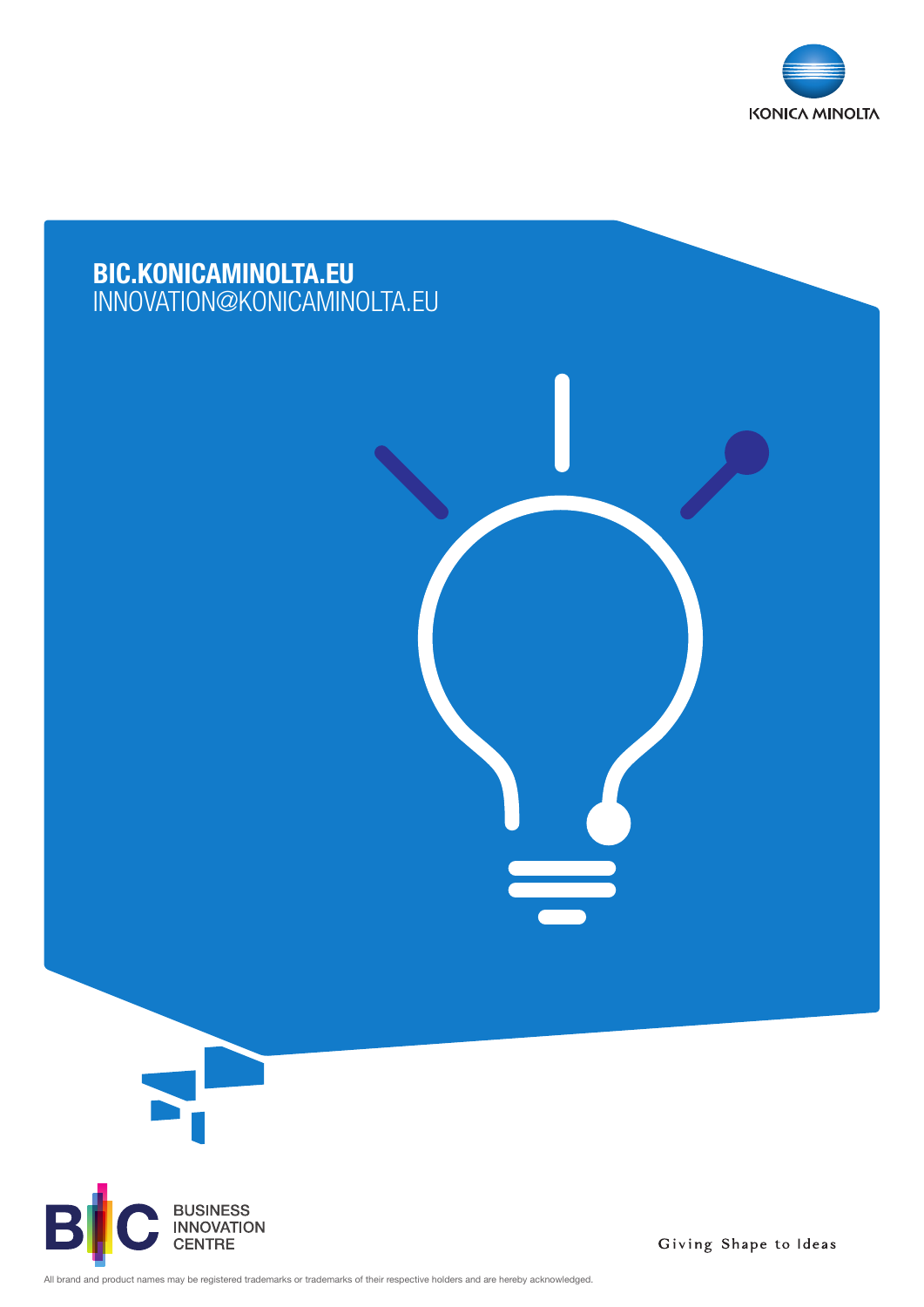KONICA MINOLTA

**BIC.KONICAMINOLTA.EU**
INNOVATION@KONICAMINOLTA.EU

BUSINESS INNOVATION CENTRE

Giving Shape to Ideas

All brand and product names may be registered trademarks or trademarks of their respective holders and are hereby acknowledged.